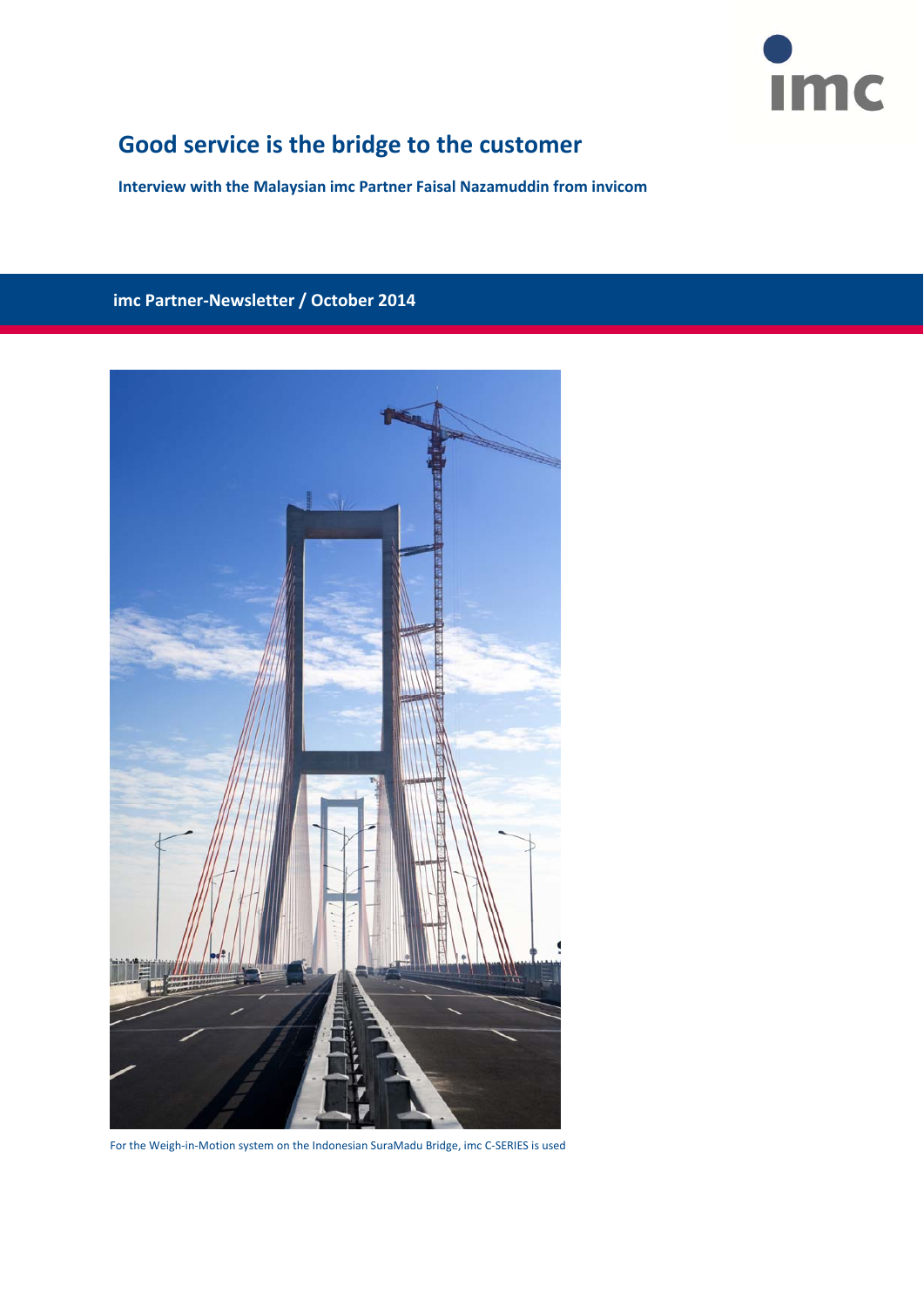# Good service is the bridge to the customer

**Interview with the Malaysian imc Partner Faisal Nazamuddin from invicom**

**imc Partner-Newsletter / October 2014**

For the Weigh-in-Motion system on the Indonesian SuraMadu Bridge, imc C-SERIES is used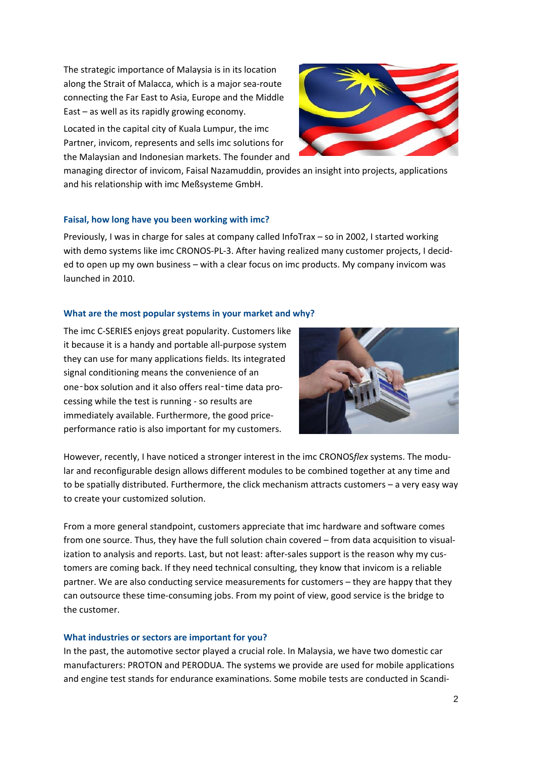The strategic importance of Malaysia is in its location along the Strait of Malacca, which is a major sea-route connecting the Far East to Asia, Europe and the Middle East – as well as its rapidly growing economy.

Located in the capital city of Kuala Lumpur, the imc Partner, invicom, represents and sells imc solutions for the Malaysian and Indonesian markets. The founder and managing director of invicom, Faisal Nazamuddin, provides an insight into projects, applications and his relationship with imc Meßsysteme GmbH.

### Faisal, how long have you been working with imc?

Previously, I was in charge for sales at company called InfoTrax – so in 2002, I started working with demo systems like imc CRONOS-PL-3. After having realized many customer projects, I decided to open up my own business – with a clear focus on imc products. My company invicom was launched in 2010.

### What are the most popular systems in your market and why?

The imc C-SERIES enjoys great popularity. Customers like it because it is a handy and portable all-purpose system they can use for many applications fields. Its integrated signal conditioning means the convenience of an one-box solution and it also offers real-time data processing while the test is running - so results are immediately available. Furthermore, the good price-performance ratio is also important for my customers.

However, recently, I have noticed a stronger interest in the imc CRONOS*flex* systems. The modular and reconfigurable design allows different modules to be combined together at any time and to be spatially distributed. Furthermore, the click mechanism attracts customers – a very easy way to create your customized solution.

From a more general standpoint, customers appreciate that imc hardware and software comes from one source. Thus, they have the full solution chain covered – from data acquisition to visualization to analysis and reports. Last, but not least: after-sales support is the reason why my customers are coming back. If they need technical consulting, they know that invicom is a reliable partner. We are also conducting service measurements for customers – they are happy that they can outsource these time-consuming jobs. From my point of view, good service is the bridge to the customer.

### What industries or sectors are important for you?

In the past, the automotive sector played a crucial role. In Malaysia, we have two domestic car manufacturers: PROTON and PERODUA. The systems we provide are used for mobile applications and engine test stands for endurance examinations. Some mobile tests are conducted in Scandi-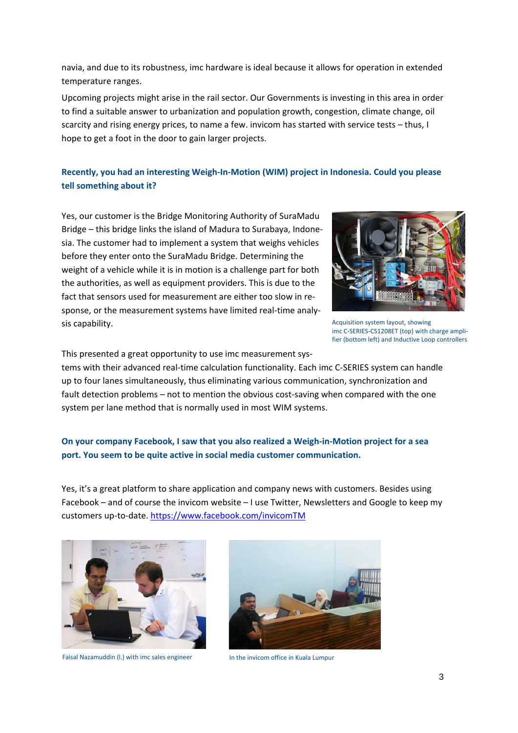navia, and due to its robustness, imc hardware is ideal because it allows for operation in extended temperature ranges.

Upcoming projects might arise in the rail sector. Our Governments is investing in this area in order to find a suitable answer to urbanization and population growth, congestion, climate change, oil scarcity and rising energy prices, to name a few. invicom has started with service tests – thus, I hope to get a foot in the door to gain larger projects.

**Recently, you had an interesting Weigh-In-Motion (WIM) project in Indonesia. Could you please tell something about it?**

Yes, our customer is the Bridge Monitoring Authority of SuraMadu Bridge – this bridge links the island of Madura to Surabaya, Indonesia. The customer had to implement a system that weighs vehicles before they enter onto the SuraMadu Bridge. Determining the weight of a vehicle while it is in motion is a challenge part for both the authorities, as well as equipment providers. This is due to the fact that sensors used for measurement are either too slow in response, or the measurement systems have limited real-time analysis capability.

Acquisition system layout, showing imc C-SERIES-CS1208ET (top) with charge amplifier (bottom left) and Inductive Loop controllers

This presented a great opportunity to use imc measurement systems with their advanced real-time calculation functionality. Each imc C-SERIES system can handle up to four lanes simultaneously, thus eliminating various communication, synchronization and fault detection problems – not to mention the obvious cost-saving when compared with the one system per lane method that is normally used in most WIM systems.

**On your company Facebook, I saw that you also realized a Weigh-in-Motion project for a sea port. You seem to be quite active in social media customer communication.**

Yes, it's a great platform to share application and company news with customers. Besides using Facebook – and of course the invicom website – I use Twitter, Newsletters and Google to keep my customers up-to-date. https://www.facebook.com/invicomTM

Faisal Nazamuddin (l.) with imc sales engineer

In the invicom office in Kuala Lumpur